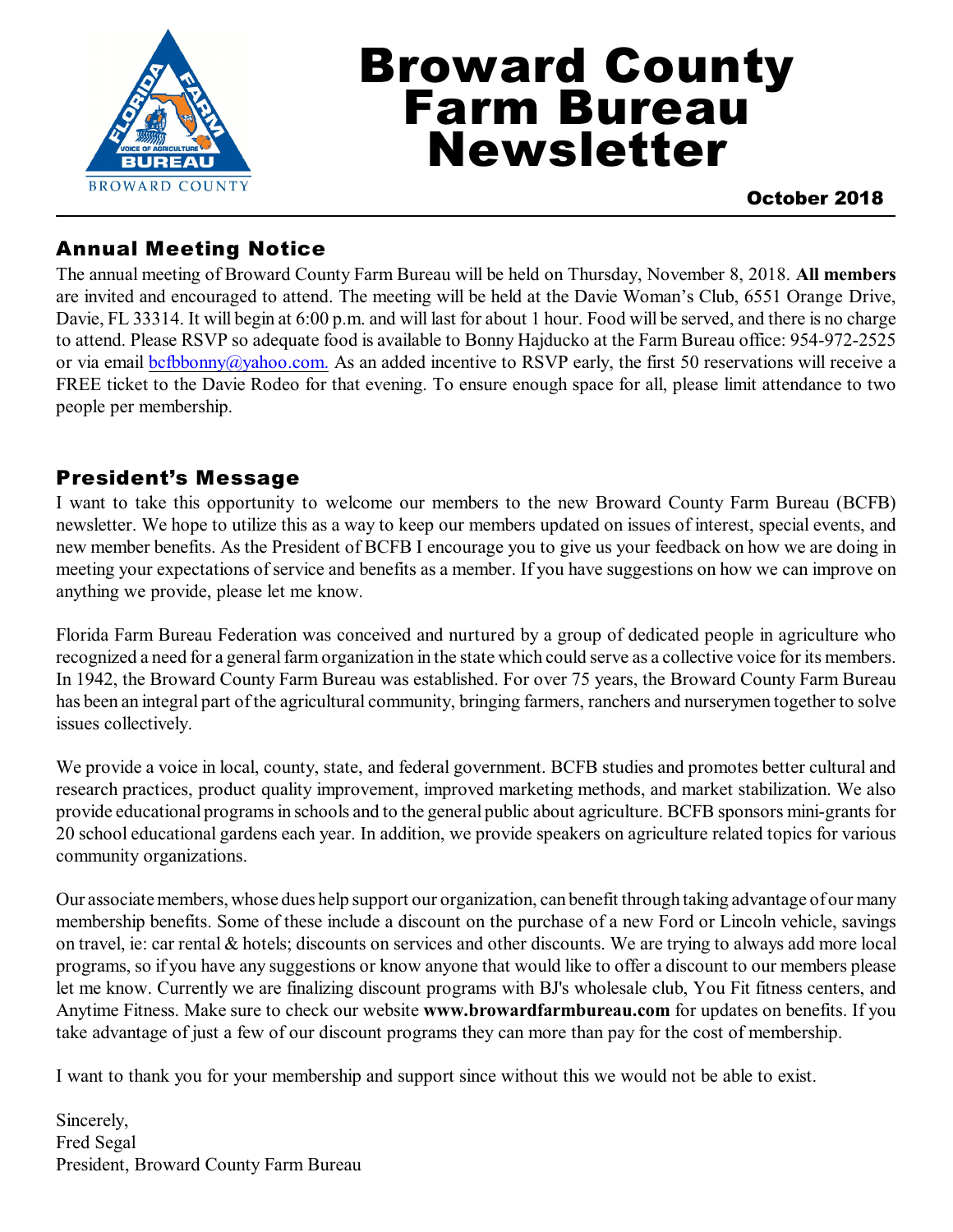# Broward County Farm Bureau Newsletter

**October 2018**

## Annual Meeting Notice

The annual meeting of Broward County Farm Bureau will be held on Thursday, November 8, 2018. **All members** are invited and encouraged to attend. The meeting will be held at the Davie Woman's Club, 6551 Orange Drive, Davie, FL 33314. It will begin at 6:00 p.m. and will last for about 1 hour. Food will be served, and there is no charge to attend. Please RSVP so adequate food is available to Bonny Hajducko at the Farm Bureau office: 954-972-2525 or via email bcfbbonny@yahoo.com. As an added incentive to RSVP early, the first 50 reservations will receive a FREE ticket to the Davie Rodeo for that evening. To ensure enough space for all, please limit attendance to two people per membership.

## President's Message

I want to take this opportunity to welcome our members to the new Broward County Farm Bureau (BCFB) newsletter. We hope to utilize this as a way to keep our members updated on issues of interest, special events, and new member benefits. As the President of BCFB I encourage you to give us your feedback on how we are doing in meeting your expectations of service and benefits as a member. If you have suggestions on how we can improve on anything we provide, please let me know.

Florida Farm Bureau Federation was conceived and nurtured by a group of dedicated people in agriculture who recognized a need for a general farm organization in the state which could serve as a collective voice for its members. In 1942, the Broward County Farm Bureau was established. For over 75 years, the Broward County Farm Bureau has been an integral part of the agricultural community, bringing farmers, ranchers and nurserymen together to solve issues collectively.

We provide a voice in local, county, state, and federal government. BCFB studies and promotes better cultural and research practices, product quality improvement, improved marketing methods, and market stabilization. We also provide educational programs in schools and to the general public about agriculture. BCFB sponsors mini-grants for 20 school educational gardens each year. In addition, we provide speakers on agriculture related topics for various community organizations.

Our associate members, whose dues help support our organization, can benefit through taking advantage of our many membership benefits. Some of these include a discount on the purchase of a new Ford or Lincoln vehicle, savings on travel, ie: car rental & hotels; discounts on services and other discounts. We are trying to always add more local programs, so if you have any suggestions or know anyone that would like to offer a discount to our members please let me know. Currently we are finalizing discount programs with BJ's wholesale club, You Fit fitness centers, and Anytime Fitness. Make sure to check our website **www.browardfarmbureau.com** for updates on benefits. If you take advantage of just a few of our discount programs they can more than pay for the cost of membership.

I want to thank you for your membership and support since without this we would not be able to exist.

Sincerely,
Fred Segal
President, Broward County Farm Bureau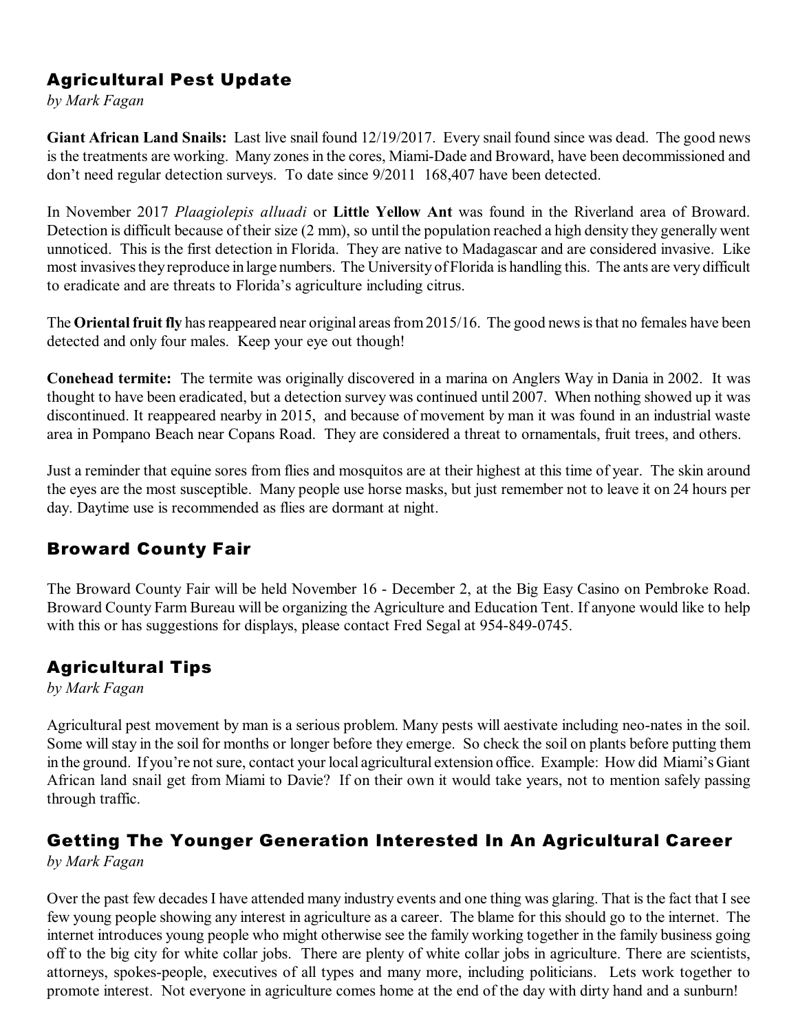## Agricultural Pest Update

*by Mark Fagan*

**Giant African Land Snails:** Last live snail found 12/19/2017. Every snail found since was dead. The good news is the treatments are working. Many zones in the cores, Miami-Dade and Broward, have been decommissioned and don't need regular detection surveys. To date since 9/2011 168,407 have been detected.

In November 2017 *Plaagiolepis alluadi* or **Little Yellow Ant** was found in the Riverland area of Broward. Detection is difficult because of their size (2 mm), so until the population reached a high density they generally went unnoticed. This is the first detection in Florida. They are native to Madagascar and are considered invasive. Like most invasives they reproduce in large numbers. The University of Florida is handling this. The ants are very difficult to eradicate and are threats to Florida's agriculture including citrus.

The **Oriental fruit fly** has reappeared near original areas from 2015/16. The good news is that no females have been detected and only four males. Keep your eye out though!

**Conehead termite:** The termite was originally discovered in a marina on Anglers Way in Dania in 2002. It was thought to have been eradicated, but a detection survey was continued until 2007. When nothing showed up it was discontinued. It reappeared nearby in 2015, and because of movement by man it was found in an industrial waste area in Pompano Beach near Copans Road. They are considered a threat to ornamentals, fruit trees, and others.

Just a reminder that equine sores from flies and mosquitos are at their highest at this time of year. The skin around the eyes are the most susceptible. Many people use horse masks, but just remember not to leave it on 24 hours per day. Daytime use is recommended as flies are dormant at night.

## Broward County Fair

The Broward County Fair will be held November 16 - December 2, at the Big Easy Casino on Pembroke Road. Broward County Farm Bureau will be organizing the Agriculture and Education Tent. If anyone would like to help with this or has suggestions for displays, please contact Fred Segal at 954-849-0745.

## Agricultural Tips

*by Mark Fagan*

Agricultural pest movement by man is a serious problem. Many pests will aestivate including neo-nates in the soil. Some will stay in the soil for months or longer before they emerge. So check the soil on plants before putting them in the ground. If you're not sure, contact your local agricultural extension office. Example: How did Miami's Giant African land snail get from Miami to Davie? If on their own it would take years, not to mention safely passing through traffic.

## Getting The Younger Generation Interested In An Agricultural Career

*by Mark Fagan*

Over the past few decades I have attended many industry events and one thing was glaring. That is the fact that I see few young people showing any interest in agriculture as a career. The blame for this should go to the internet. The internet introduces young people who might otherwise see the family working together in the family business going off to the big city for white collar jobs. There are plenty of white collar jobs in agriculture. There are scientists, attorneys, spokes-people, executives of all types and many more, including politicians. Lets work together to promote interest. Not everyone in agriculture comes home at the end of the day with dirty hand and a sunburn!